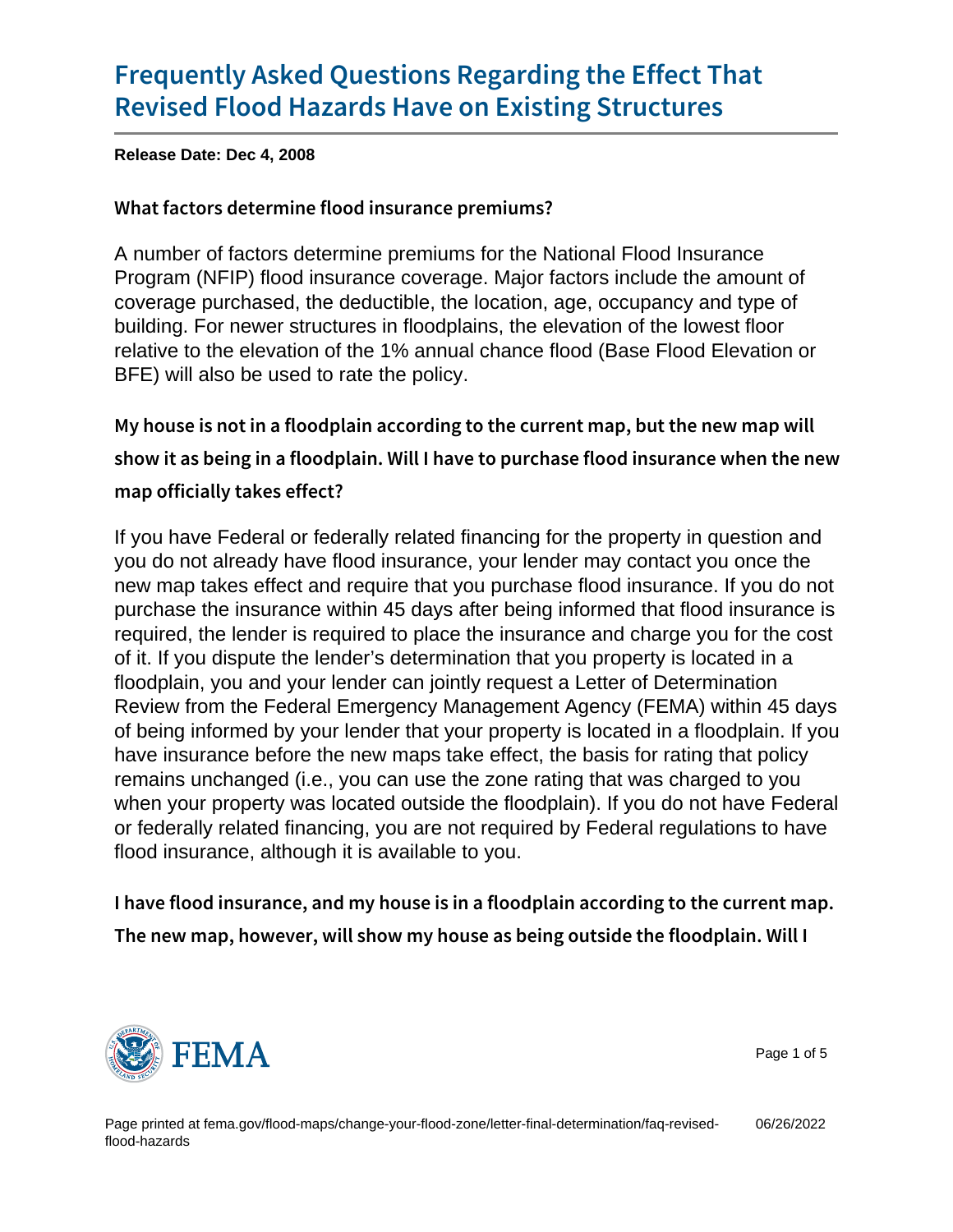# Frequently Asked Questions Regarding the Effect That Revised Flood Hazards Have on Existing Structures

**Release Date: Dec 4, 2008**

### What factors determine flood insurance premiums?

A number of factors determine premiums for the National Flood Insurance Program (NFIP) flood insurance coverage. Major factors include the amount of coverage purchased, the deductible, the location, age, occupancy and type of building. For newer structures in floodplains, the elevation of the lowest floor relative to the elevation of the 1% annual chance flood (Base Flood Elevation or BFE) will also be used to rate the policy.

### My house is not in a floodplain according to the current map, but the new map will show it as being in a floodplain. Will I have to purchase flood insurance when the new map officially takes effect?

If you have Federal or federally related financing for the property in question and you do not already have flood insurance, your lender may contact you once the new map takes effect and require that you purchase flood insurance. If you do not purchase the insurance within 45 days after being informed that flood insurance is required, the lender is required to place the insurance and charge you for the cost of it. If you dispute the lender's determination that you property is located in a floodplain, you and your lender can jointly request a Letter of Determination Review from the Federal Emergency Management Agency (FEMA) within 45 days of being informed by your lender that your property is located in a floodplain. If you have insurance before the new maps take effect, the basis for rating that policy remains unchanged (i.e., you can use the zone rating that was charged to you when your property was located outside the floodplain). If you do not have Federal or federally related financing, you are not required by Federal regulations to have flood insurance, although it is available to you.

### I have flood insurance, and my house is in a floodplain according to the current map. The new map, however, will show my house as being outside the floodplain. Will I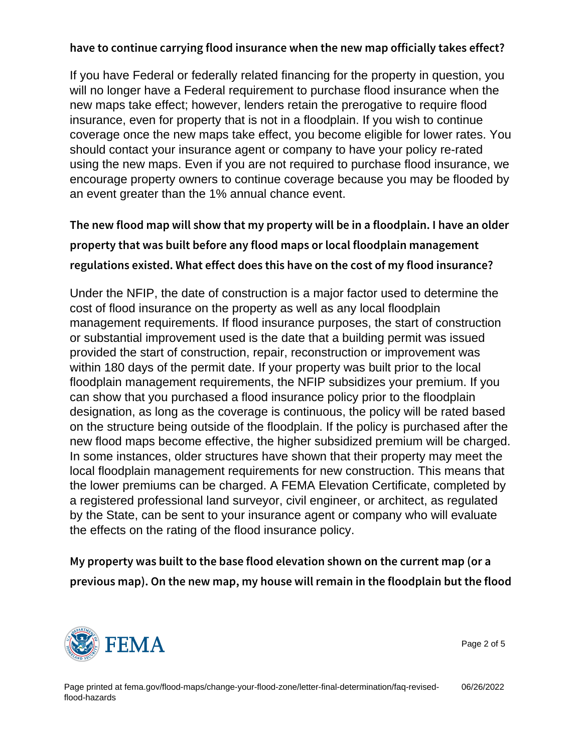### have to continue carrying flood insurance when the new map officially takes effect?

If you have Federal or federally related financing for the property in question, you will no longer have a Federal requirement to purchase flood insurance when the new maps take effect; however, lenders retain the prerogative to require flood insurance, even for property that is not in a floodplain. If you wish to continue coverage once the new maps take effect, you become eligible for lower rates. You should contact your insurance agent or company to have your policy re-rated using the new maps. Even if you are not required to purchase flood insurance, we encourage property owners to continue coverage because you may be flooded by an event greater than the 1% annual chance event.

### The new flood map will show that my property will be in a floodplain. I have an older property that was built before any flood maps or local floodplain management regulations existed. What effect does this have on the cost of my flood insurance?

Under the NFIP, the date of construction is a major factor used to determine the cost of flood insurance on the property as well as any local floodplain management requirements. If flood insurance purposes, the start of construction or substantial improvement used is the date that a building permit was issued provided the start of construction, repair, reconstruction or improvement was within 180 days of the permit date. If your property was built prior to the local floodplain management requirements, the NFIP subsidizes your premium. If you can show that you purchased a flood insurance policy prior to the floodplain designation, as long as the coverage is continuous, the policy will be rated based on the structure being outside of the floodplain. If the policy is purchased after the new flood maps become effective, the higher subsidized premium will be charged. In some instances, older structures have shown that their property may meet the local floodplain management requirements for new construction. This means that the lower premiums can be charged. A FEMA Elevation Certificate, completed by a registered professional land surveyor, civil engineer, or architect, as regulated by the State, can be sent to your insurance agent or company who will evaluate the effects on the rating of the flood insurance policy.

### My property was built to the base flood elevation shown on the current map (or a previous map). On the new map, my house will remain in the floodplain but the flood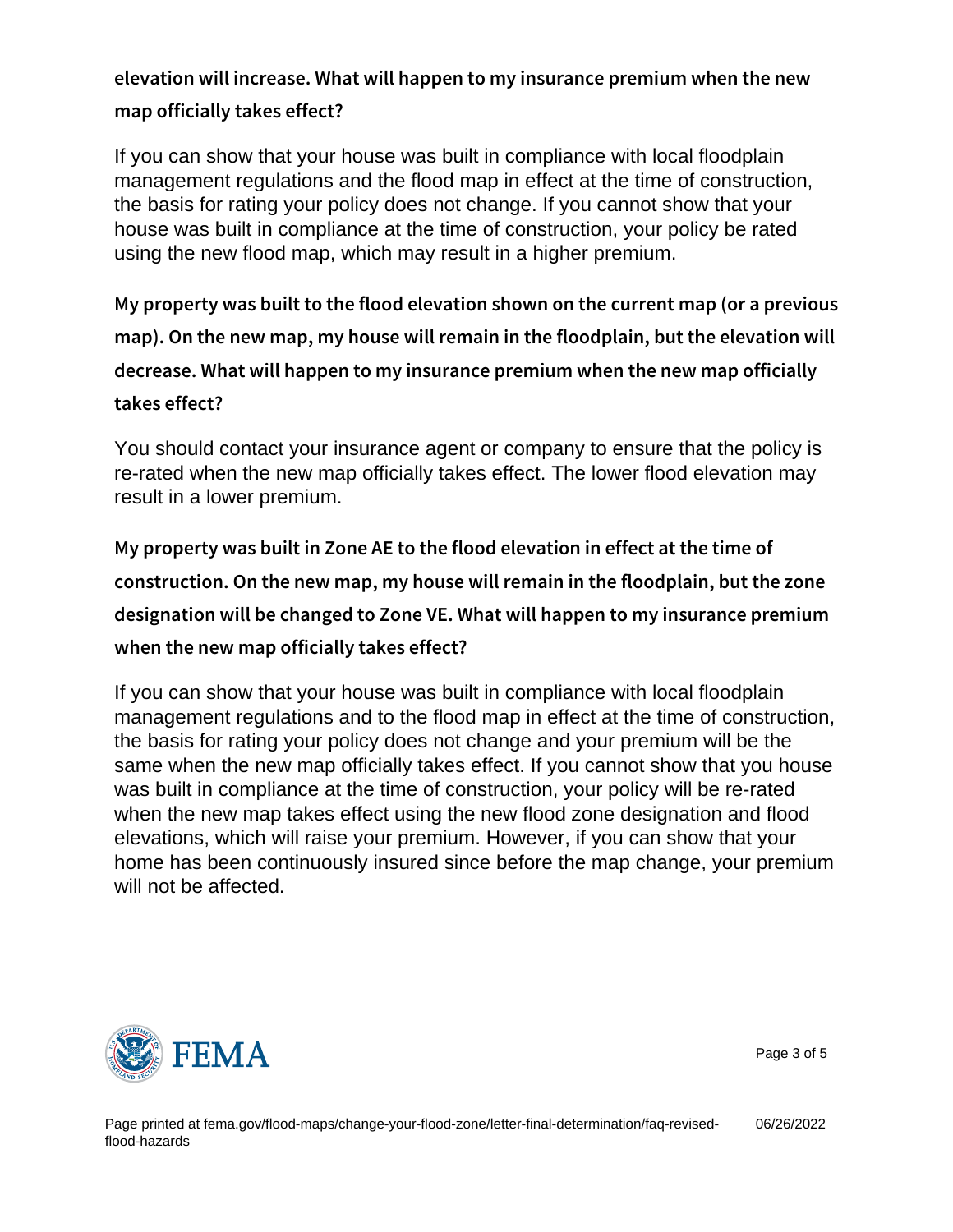### elevation will increase. What will happen to my insurance premium when the new map officially takes effect?

If you can show that your house was built in compliance with local floodplain management regulations and the flood map in effect at the time of construction, the basis for rating your policy does not change. If you cannot show that your house was built in compliance at the time of construction, your policy be rated using the new flood map, which may result in a higher premium.

### My property was built to the flood elevation shown on the current map (or a previous map). On the new map, my house will remain in the floodplain, but the elevation will decrease. What will happen to my insurance premium when the new map officially takes effect?

You should contact your insurance agent or company to ensure that the policy is re-rated when the new map officially takes effect. The lower flood elevation may result in a lower premium.

### My property was built in Zone AE to the flood elevation in effect at the time of construction. On the new map, my house will remain in the floodplain, but the zone designation will be changed to Zone VE. What will happen to my insurance premium when the new map officially takes effect?

If you can show that your house was built in compliance with local floodplain management regulations and to the flood map in effect at the time of construction, the basis for rating your policy does not change and your premium will be the same when the new map officially takes effect. If you cannot show that you house was built in compliance at the time of construction, your policy will be re-rated when the new map takes effect using the new flood zone designation and flood elevations, which will raise your premium. However, if you can show that your home has been continuously insured since before the map change, your premium will not be affected.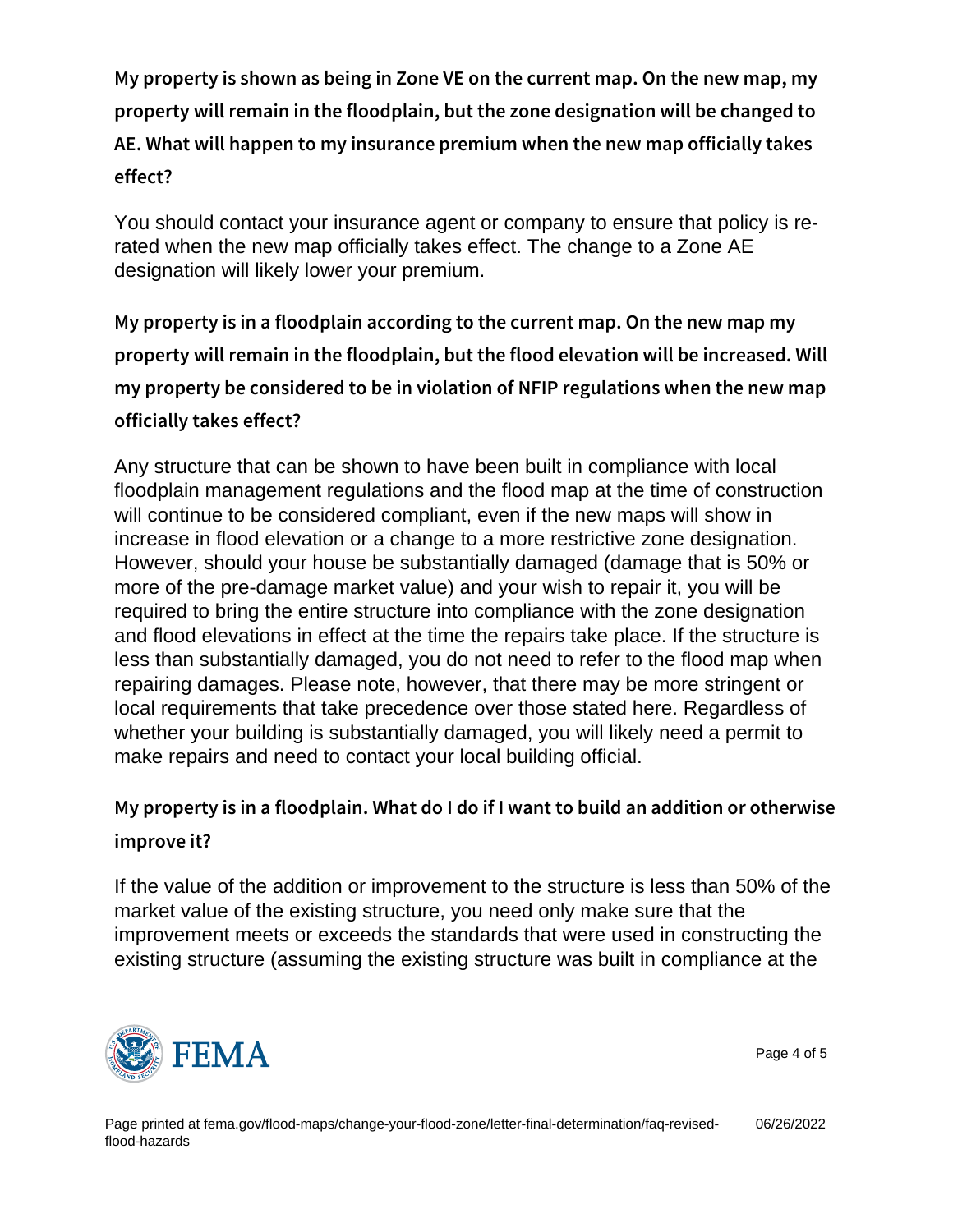### My property is shown as being in Zone VE on the current map. On the new map, my property will remain in the floodplain, but the zone designation will be changed to AE. What will happen to my insurance premium when the new map officially takes effect?

You should contact your insurance agent or company to ensure that policy is re-rated when the new map officially takes effect. The change to a Zone AE designation will likely lower your premium.

### My property is in a floodplain according to the current map. On the new map my property will remain in the floodplain, but the flood elevation will be increased. Will my property be considered to be in violation of NFIP regulations when the new map officially takes effect?

Any structure that can be shown to have been built in compliance with local floodplain management regulations and the flood map at the time of construction will continue to be considered compliant, even if the new maps will show in increase in flood elevation or a change to a more restrictive zone designation. However, should your house be substantially damaged (damage that is 50% or more of the pre-damage market value) and your wish to repair it, you will be required to bring the entire structure into compliance with the zone designation and flood elevations in effect at the time the repairs take place. If the structure is less than substantially damaged, you do not need to refer to the flood map when repairing damages. Please note, however, that there may be more stringent or local requirements that take precedence over those stated here. Regardless of whether your building is substantially damaged, you will likely need a permit to make repairs and need to contact your local building official.

### My property is in a floodplain. What do I do if I want to build an addition or otherwise improve it?

If the value of the addition or improvement to the structure is less than 50% of the market value of the existing structure, you need only make sure that the improvement meets or exceeds the standards that were used in constructing the existing structure (assuming the existing structure was built in compliance at the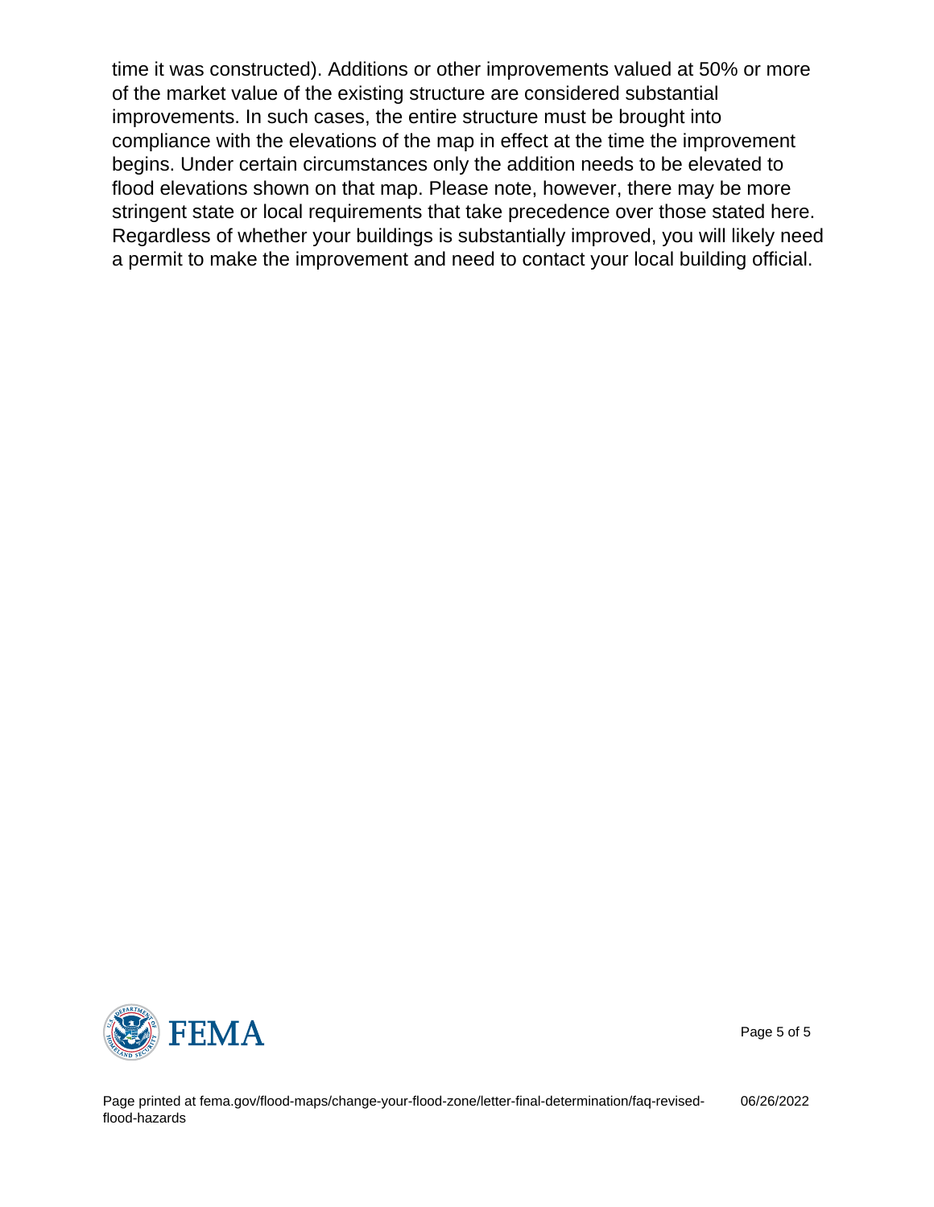time it was constructed). Additions or other improvements valued at 50% or more of the market value of the existing structure are considered substantial improvements. In such cases, the entire structure must be brought into compliance with the elevations of the map in effect at the time the improvement begins. Under certain circumstances only the addition needs to be elevated to flood elevations shown on that map. Please note, however, there may be more stringent state or local requirements that take precedence over those stated here. Regardless of whether your buildings is substantially improved, you will likely need a permit to make the improvement and need to contact your local building official.